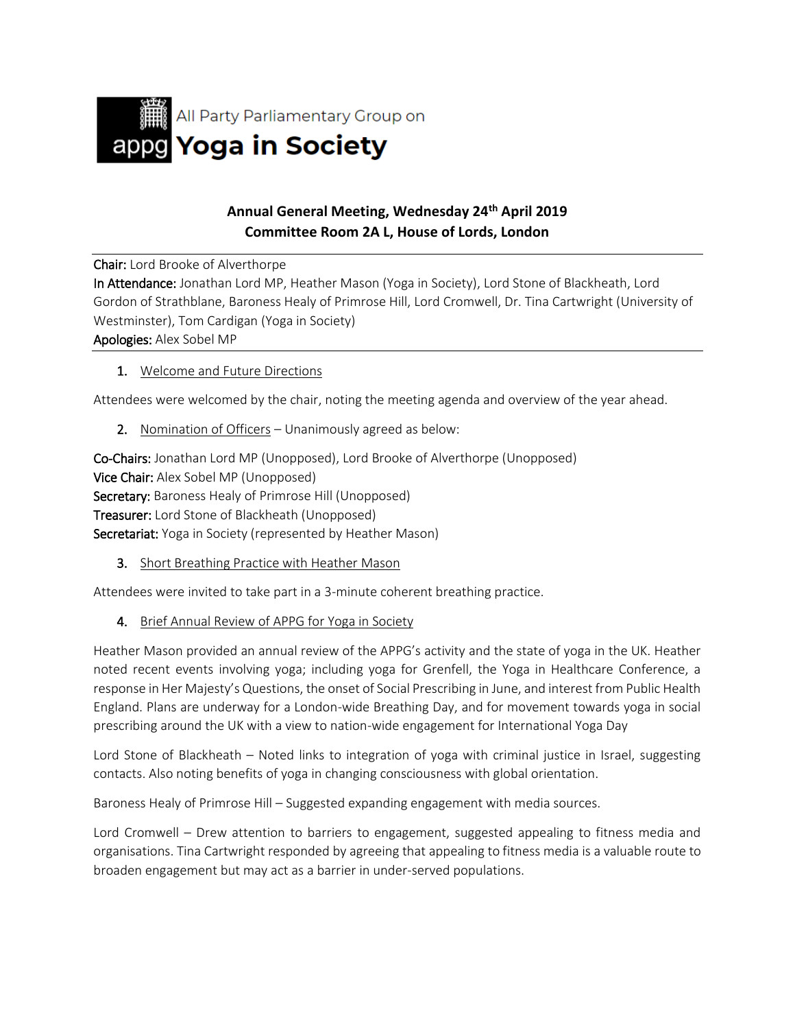All Party Parliamentary Group on

# appg Yoga in Society

**Annual General Meeting, Wednesday 24th April 2019**
**Committee Room 2A L, House of Lords, London**

**Chair:** Lord Brooke of Alverthorpe
**In Attendance:** Jonathan Lord MP, Heather Mason (Yoga in Society), Lord Stone of Blackheath, Lord Gordon of Strathblane, Baroness Healy of Primrose Hill, Lord Cromwell, Dr. Tina Cartwright (University of Westminster), Tom Cardigan (Yoga in Society)
**Apologies:** Alex Sobel MP

1. Welcome and Future Directions

Attendees were welcomed by the chair, noting the meeting agenda and overview of the year ahead.

2. Nomination of Officers – Unanimously agreed as below:

**Co-Chairs:** Jonathan Lord MP (Unopposed), Lord Brooke of Alverthorpe (Unopposed)
**Vice Chair:** Alex Sobel MP (Unopposed)
**Secretary:** Baroness Healy of Primrose Hill (Unopposed)
**Treasurer:** Lord Stone of Blackheath (Unopposed)
**Secretariat:** Yoga in Society (represented by Heather Mason)

3. Short Breathing Practice with Heather Mason

Attendees were invited to take part in a 3-minute coherent breathing practice.

4. Brief Annual Review of APPG for Yoga in Society

Heather Mason provided an annual review of the APPG's activity and the state of yoga in the UK. Heather noted recent events involving yoga; including yoga for Grenfell, the Yoga in Healthcare Conference, a response in Her Majesty's Questions, the onset of Social Prescribing in June, and interest from Public Health England. Plans are underway for a London-wide Breathing Day, and for movement towards yoga in social prescribing around the UK with a view to nation-wide engagement for International Yoga Day

Lord Stone of Blackheath – Noted links to integration of yoga with criminal justice in Israel, suggesting contacts. Also noting benefits of yoga in changing consciousness with global orientation.

Baroness Healy of Primrose Hill – Suggested expanding engagement with media sources.

Lord Cromwell – Drew attention to barriers to engagement, suggested appealing to fitness media and organisations. Tina Cartwright responded by agreeing that appealing to fitness media is a valuable route to broaden engagement but may act as a barrier in under-served populations.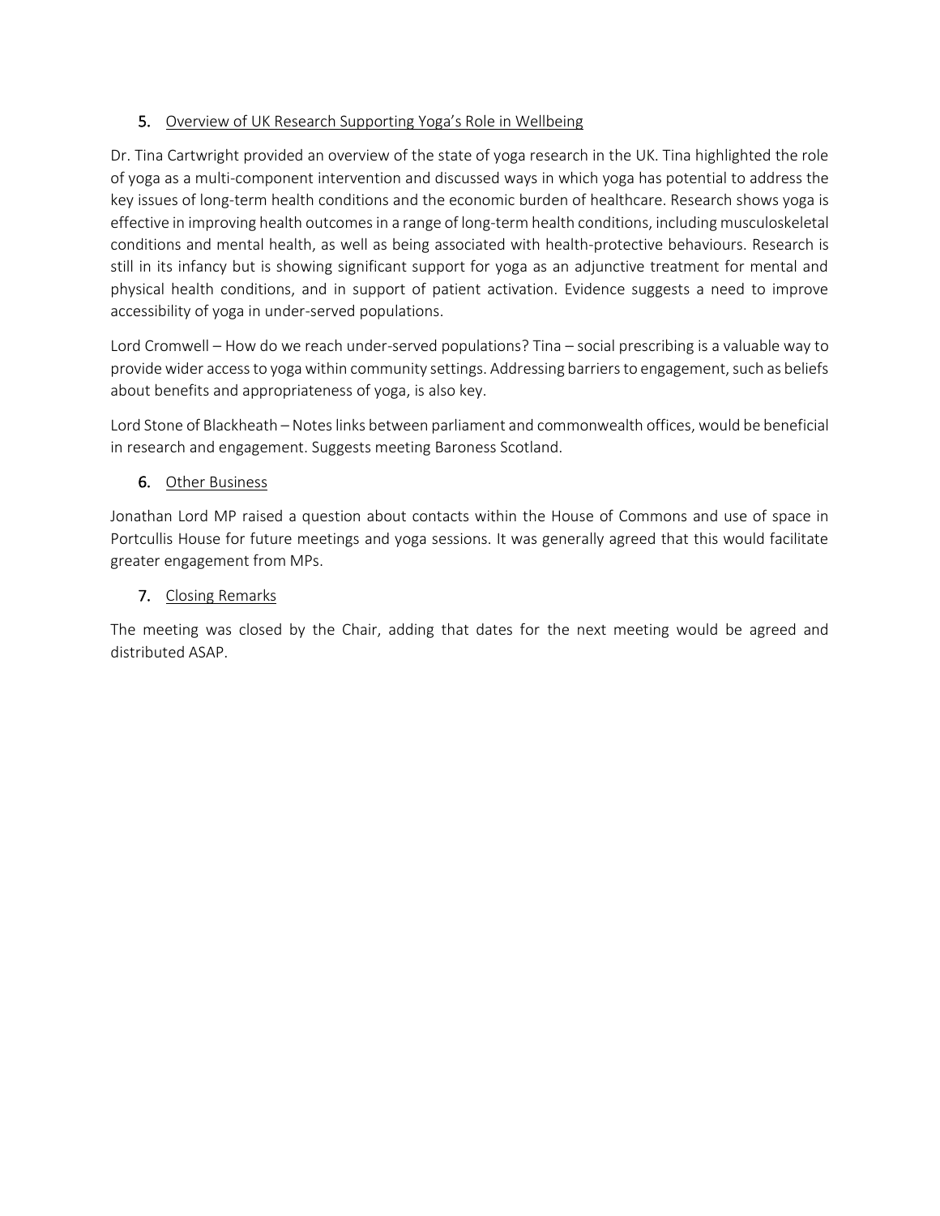## 5. Overview of UK Research Supporting Yoga's Role in Wellbeing

Dr. Tina Cartwright provided an overview of the state of yoga research in the UK. Tina highlighted the role of yoga as a multi-component intervention and discussed ways in which yoga has potential to address the key issues of long-term health conditions and the economic burden of healthcare. Research shows yoga is effective in improving health outcomes in a range of long-term health conditions, including musculoskeletal conditions and mental health, as well as being associated with health-protective behaviours. Research is still in its infancy but is showing significant support for yoga as an adjunctive treatment for mental and physical health conditions, and in support of patient activation. Evidence suggests a need to improve accessibility of yoga in under-served populations.

Lord Cromwell – How do we reach under-served populations? Tina – social prescribing is a valuable way to provide wider access to yoga within community settings. Addressing barriers to engagement, such as beliefs about benefits and appropriateness of yoga, is also key.

Lord Stone of Blackheath – Notes links between parliament and commonwealth offices, would be beneficial in research and engagement. Suggests meeting Baroness Scotland.

## 6. Other Business

Jonathan Lord MP raised a question about contacts within the House of Commons and use of space in Portcullis House for future meetings and yoga sessions. It was generally agreed that this would facilitate greater engagement from MPs.

## 7. Closing Remarks

The meeting was closed by the Chair, adding that dates for the next meeting would be agreed and distributed ASAP.